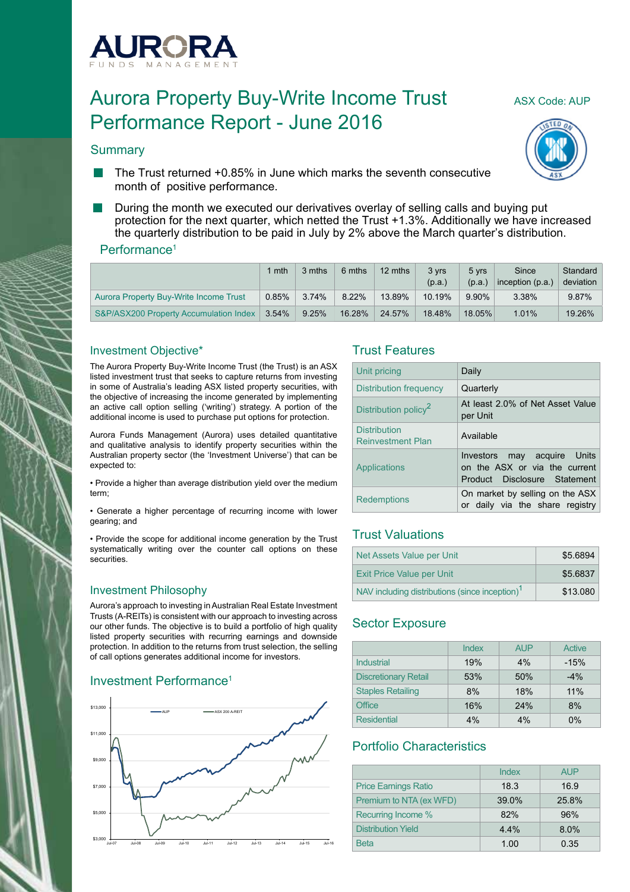# Aurora Property Buy-Write Income Trust Performance Report - June 2016

ASX Code: AUP

## Summary

- The Trust returned +0.85% in June which marks the seventh consecutive month of positive performance.
- During the month we executed our derivatives overlay of selling calls and buying put protection for the next quarter, which netted the Trust +1.3%. Additionally we have increased the quarterly distribution to be paid in July by 2% above the March quarter's distribution.

## Performance[1]

| | 1 mth | 3 mths | 6 mths | 12 mths | 3 yrs (p.a.) | 5 yrs (p.a.) | Since inception (p.a.) | Standard deviation |
|---|---|---|---|---|---|---|---|---|
| Aurora Property Buy-Write Income Trust | 0.85% | 3.74% | 8.22% | 13.89% | 10.19% | 9.90% | 3.38% | 9.87% |
| S&P/ASX200 Property Accumulation Index | 3.54% | 9.25% | 16.28% | 24.57% | 18.48% | 18.05% | 1.01% | 19.26% |

## Investment Objective*

The Aurora Property Buy-Write Income Trust (the Trust) is an ASX listed investment trust that seeks to capture returns from investing in some of Australia's leading ASX listed property securities, with the objective of increasing the income generated by implementing an active call option selling ('writing') strategy. A portion of the additional income is used to purchase put options for protection.

Aurora Funds Management (Aurora) uses detailed quantitative and qualitative analysis to identify property securities within the Australian property sector (the 'Investment Universe') that can be expected to:

• Provide a higher than average distribution yield over the medium term;

• Generate a higher percentage of recurring income with lower gearing; and

• Provide the scope for additional income generation by the Trust systematically writing over the counter call options on these securities.

## Investment Philosophy

Aurora's approach to investing in Australian Real Estate Investment Trusts (A-REITs) is consistent with our approach to investing across our other funds. The objective is to build a portfolio of high quality listed property securities with recurring earnings and downside protection. In addition to the returns from trust selection, the selling of call options generates additional income for investors.

## Investment Performance[1]

## Trust Features

| | |
|---|---|
| Unit pricing | Daily |
| Distribution frequency | Quarterly |
| Distribution policy[2] | At least 2.0% of Net Asset Value per Unit |
| Distribution Reinvestment Plan | Available |
| Applications | Investors may acquire Units on the ASX or via the current Product Disclosure Statement |
| Redemptions | On market by selling on the ASX or daily via the share registry |

## Trust Valuations

| | |
|---|---|
| Net Assets Value per Unit | $5.6894 |
| Exit Price Value per Unit | $5.6837 |
| NAV including distributions (since inception)[1] | $13.080 |

## Sector Exposure

| | Index | AUP | Active |
|---|---|---|---|
| Industrial | 19% | 4% | -15% |
| Discretionary Retail | 53% | 50% | -4% |
| Staples Retailing | 8% | 18% | 11% |
| Office | 16% | 24% | 8% |
| Residential | 4% | 4% | 0% |

## Portfolio Characteristics

| | Index | AUP |
|---|---|---|
| Price Earnings Ratio | 18.3 | 16.9 |
| Premium to NTA (ex WFD) | 39.0% | 25.8% |
| Recurring Income % | 82% | 96% |
| Distribution Yield | 4.4% | 8.0% |
| Beta | 1.00 | 0.35 |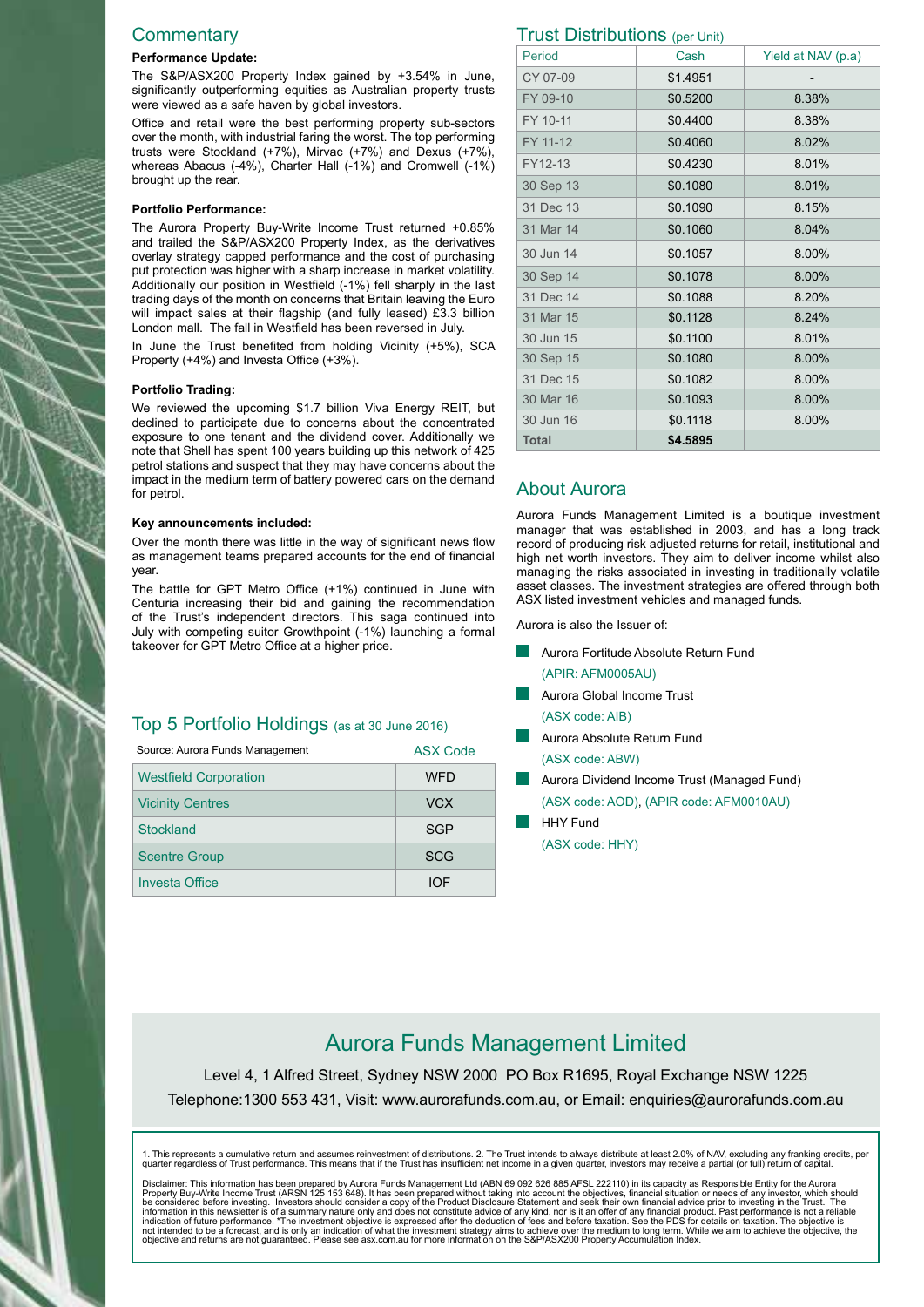## Commentary

**Performance Update:**

The S&P/ASX200 Property Index gained by +3.54% in June, significantly outperforming equities as Australian property trusts were viewed as a safe haven by global investors.

Office and retail were the best performing property sub-sectors over the month, with industrial faring the worst. The top performing trusts were Stockland (+7%), Mirvac (+7%) and Dexus (+7%), whereas Abacus (-4%), Charter Hall (-1%) and Cromwell (-1%) brought up the rear.

**Portfolio Performance:**

The Aurora Property Buy-Write Income Trust returned +0.85% and trailed the S&P/ASX200 Property Index, as the derivatives overlay strategy capped performance and the cost of purchasing put protection was higher with a sharp increase in market volatility. Additionally our position in Westfield (-1%) fell sharply in the last trading days of the month on concerns that Britain leaving the Euro will impact sales at their flagship (and fully leased) £3.3 billion London mall. The fall in Westfield has been reversed in July.

In June the Trust benefited from holding Vicinity (+5%), SCA Property (+4%) and Investa Office (+3%).

**Portfolio Trading:**

We reviewed the upcoming $1.7 billion Viva Energy REIT, but declined to participate due to concerns about the concentrated exposure to one tenant and the dividend cover. Additionally we note that Shell has spent 100 years building up this network of 425 petrol stations and suspect that they may have concerns about the impact in the medium term of battery powered cars on the demand for petrol.

**Key announcements included:**

Over the month there was little in the way of significant news flow as management teams prepared accounts for the end of financial year.

The battle for GPT Metro Office (+1%) continued in June with Centuria increasing their bid and gaining the recommendation of the Trust's independent directors. This saga continued into July with competing suitor Growthpoint (-1%) launching a formal takeover for GPT Metro Office at a higher price.

## Top 5 Portfolio Holdings (as at 30 June 2016)

| Source: Aurora Funds Management | ASX Code |
|---|---|
| Westfield Corporation | WFD |
| Vicinity Centres | VCX |
| Stockland | SGP |
| Scentre Group | SCG |
| Investa Office | IOF |

## Trust Distributions (per Unit)

| Period | Cash | Yield at NAV (p.a) |
|---|---|---|
| CY 07-09 | $1.4951 | - |
| FY 09-10 | $0.5200 | 8.38% |
| FY 10-11 | $0.4400 | 8.38% |
| FY 11-12 | $0.4060 | 8.02% |
| FY12-13 | $0.4230 | 8.01% |
| 30 Sep 13 | $0.1080 | 8.01% |
| 31 Dec 13 | $0.1090 | 8.15% |
| 31 Mar 14 | $0.1060 | 8.04% |
| 30 Jun 14 | $0.1057 | 8.00% |
| 30 Sep 14 | $0.1078 | 8.00% |
| 31 Dec 14 | $0.1088 | 8.20% |
| 31 Mar 15 | $0.1128 | 8.24% |
| 30 Jun 15 | $0.1100 | 8.01% |
| 30 Sep 15 | $0.1080 | 8.00% |
| 31 Dec 15 | $0.1082 | 8.00% |
| 30 Mar 16 | $0.1093 | 8.00% |
| 30 Jun 16 | $0.1118 | 8.00% |
| **Total** | **$4.5895** | |

## About Aurora

Aurora Funds Management Limited is a boutique investment manager that was established in 2003, and has a long track record of producing risk adjusted returns for retail, institutional and high net worth investors. They aim to deliver income whilst also managing the risks associated in investing in traditionally volatile asset classes. The investment strategies are offered through both ASX listed investment vehicles and managed funds.

Aurora is also the Issuer of:

- Aurora Fortitude Absolute Return Fund
  (APIR: AFM0005AU)
- Aurora Global Income Trust
  (ASX code: AIB)
- Aurora Absolute Return Fund
  (ASX code: ABW)
- Aurora Dividend Income Trust (Managed Fund)
  (ASX code: AOD), (APIR code: AFM0010AU)
- HHY Fund
  (ASX code: HHY)

## Aurora Funds Management Limited

Level 4, 1 Alfred Street, Sydney NSW 2000 PO Box R1695, Royal Exchange NSW 1225

Telephone:1300 553 431, Visit: www.aurorafunds.com.au, or Email: enquiries@aurorafunds.com.au

1. This represents a cumulative return and assumes reinvestment of distributions. 2. The Trust intends to always distribute at least 2.0% of NAV, excluding any franking credits, per quarter regardless of Trust performance. This means that if the Trust has insufficient net income in a given quarter, investors may receive a partial (or full) return of capital.

Disclaimer: This information has been prepared by Aurora Funds Management Ltd (ABN 69 092 626 885 AFSL 222110) in its capacity as Responsible Entity for the Aurora Property Buy-Write Income Trust (ARSN 125 153 648). It has been prepared without taking into account the objectives, financial situation or needs of any investor, which should be considered before investing. Investors should consider a copy of the Product Disclosure Statement and seek their own financial advice prior to investing in the Trust. The information in this newsletter is of a summary nature only and does not constitute advice of any kind, nor is it an offer of any financial product. Past performance is not a reliable indication of future performance. *The investment objective is expressed after the deduction of fees and before taxation. See the PDS for details on taxation. The objective is not intended to be a forecast, and is only an indication of what the investment strategy aims to achieve over the medium to long term. While we aim to achieve the objective, the objective and returns are not guaranteed. Please see asx.com.au for more information on the S&P/ASX200 Property Accumulation Index.